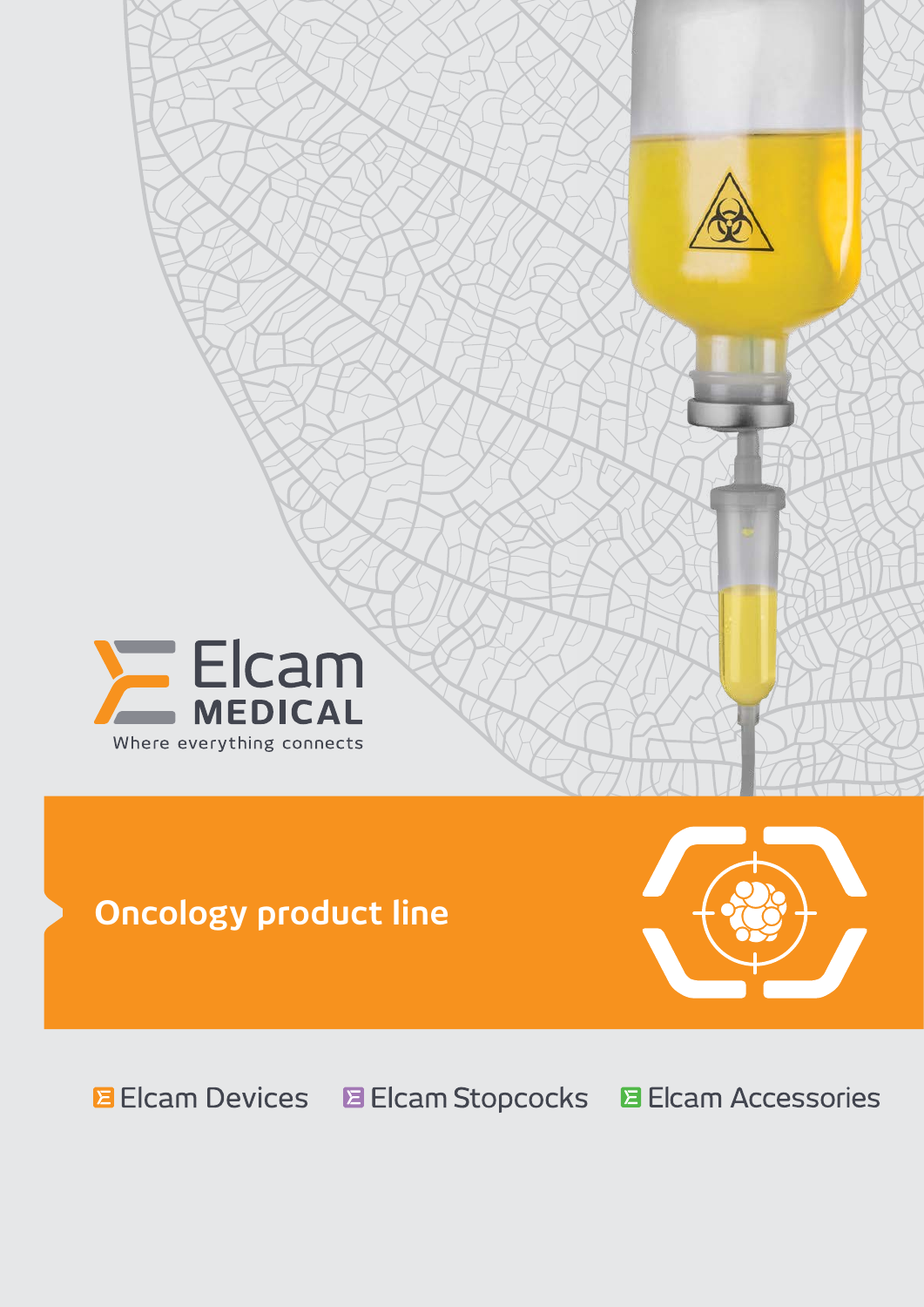Elcam MEDICAL

Where everything connects

# Oncology product line

Elcam Devices Elcam Stopcocks Elcam Accessories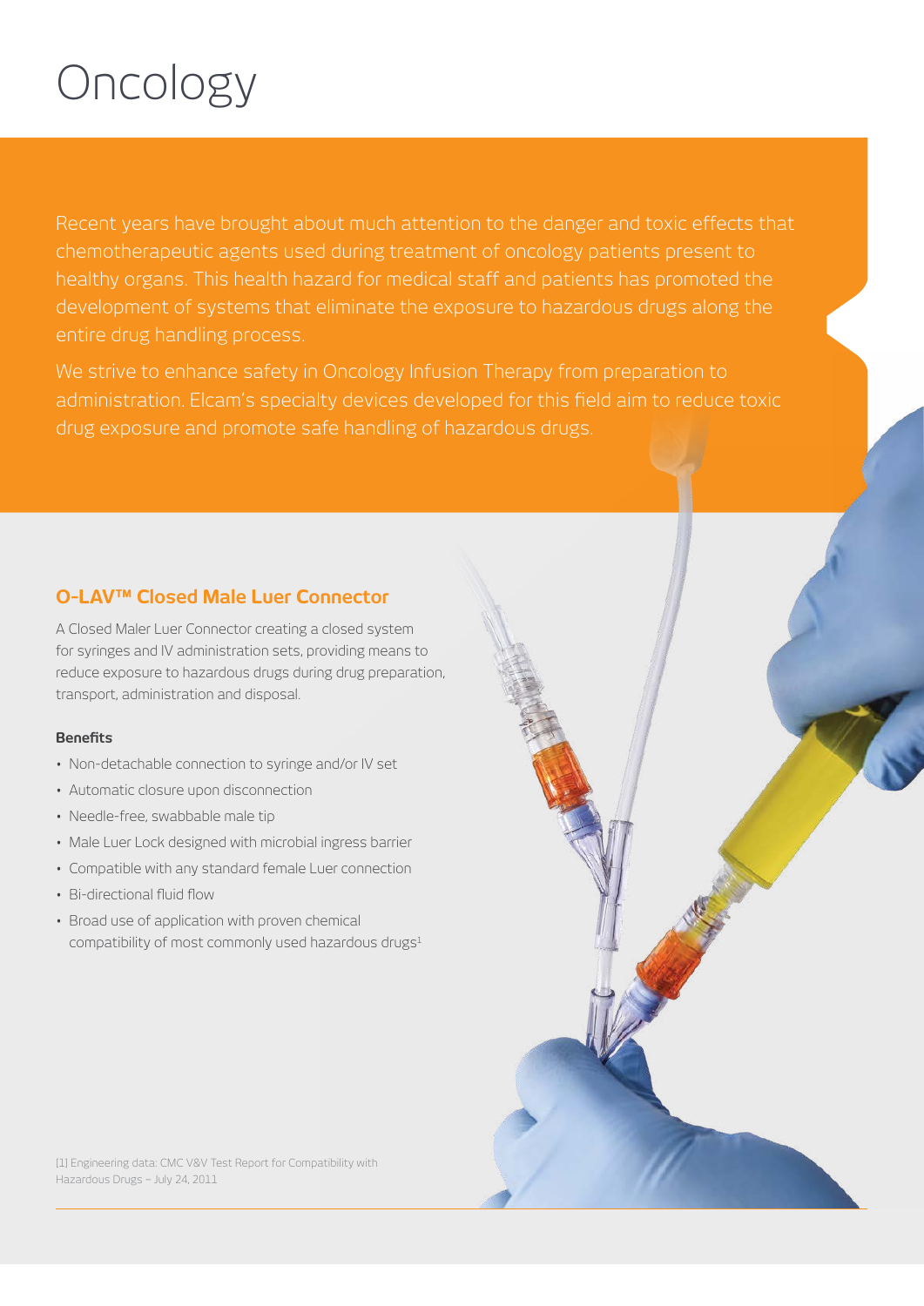# Oncology

Recent years have brought about much attention to the danger and toxic effects that chemotherapeutic agents used during treatment of oncology patients present to healthy organs. This health hazard for medical staff and patients has promoted the development of systems that eliminate the exposure to hazardous drugs along the entire drug handling process.

We strive to enhance safety in Oncology Infusion Therapy from preparation to administration. Elcam's specialty devices developed for this field aim to reduce toxic drug exposure and promote safe handling of hazardous drugs.

## O-LAV™ Closed Male Luer Connector

A Closed Maler Luer Connector creating a closed system for syringes and IV administration sets, providing means to reduce exposure to hazardous drugs during drug preparation, transport, administration and disposal.

**Benefits**

- Non-detachable connection to syringe and/or IV set
- Automatic closure upon disconnection
- Needle-free, swabbable male tip
- Male Luer Lock designed with microbial ingress barrier
- Compatible with any standard female Luer connection
- Bi-directional fluid flow
- Broad use of application with proven chemical compatibility of most commonly used hazardous drugs[1]

[1] Engineering data: CMC V&V Test Report for Compatibility with Hazardous Drugs – July 24, 2011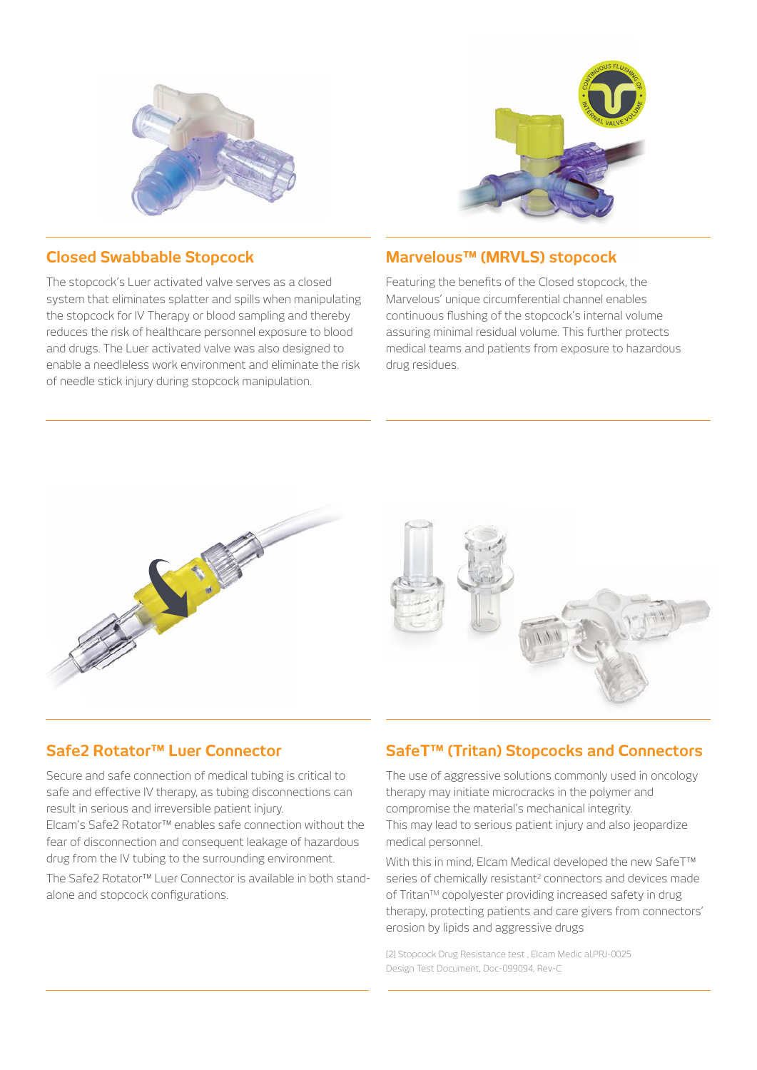## Closed Swabbable Stopcock

The stopcock's Luer activated valve serves as a closed system that eliminates splatter and spills when manipulating the stopcock for IV Therapy or blood sampling and thereby reduces the risk of healthcare personnel exposure to blood and drugs. The Luer activated valve was also designed to enable a needleless work environment and eliminate the risk of needle stick injury during stopcock manipulation.

## Marvelous™ (MRVLS) stopcock

Featuring the benefits of the Closed stopcock, the Marvelous' unique circumferential channel enables continuous flushing of the stopcock's internal volume assuring minimal residual volume. This further protects medical teams and patients from exposure to hazardous drug residues.

## Safe2 Rotator™ Luer Connector

Secure and safe connection of medical tubing is critical to safe and effective IV therapy, as tubing disconnections can result in serious and irreversible patient injury.
Elcam's Safe2 Rotator™ enables safe connection without the fear of disconnection and consequent leakage of hazardous drug from the IV tubing to the surrounding environment.

The Safe2 Rotator™ Luer Connector is available in both stand-alone and stopcock configurations.

## SafeT™ (Tritan) Stopcocks and Connectors

The use of aggressive solutions commonly used in oncology therapy may initiate microcracks in the polymer and compromise the material's mechanical integrity.
This may lead to serious patient injury and also jeopardize medical personnel.

With this in mind, Elcam Medical developed the new SafeT™ series of chemically resistant[2] connectors and devices made of Tritan™ copolyester providing increased safety in drug therapy, protecting patients and care givers from connectors' erosion by lipids and aggressive drugs

[2] Stopcock Drug Resistance test , Elcam Medic al,PRJ-0025 Design Test Document, Doc-099094, Rev-C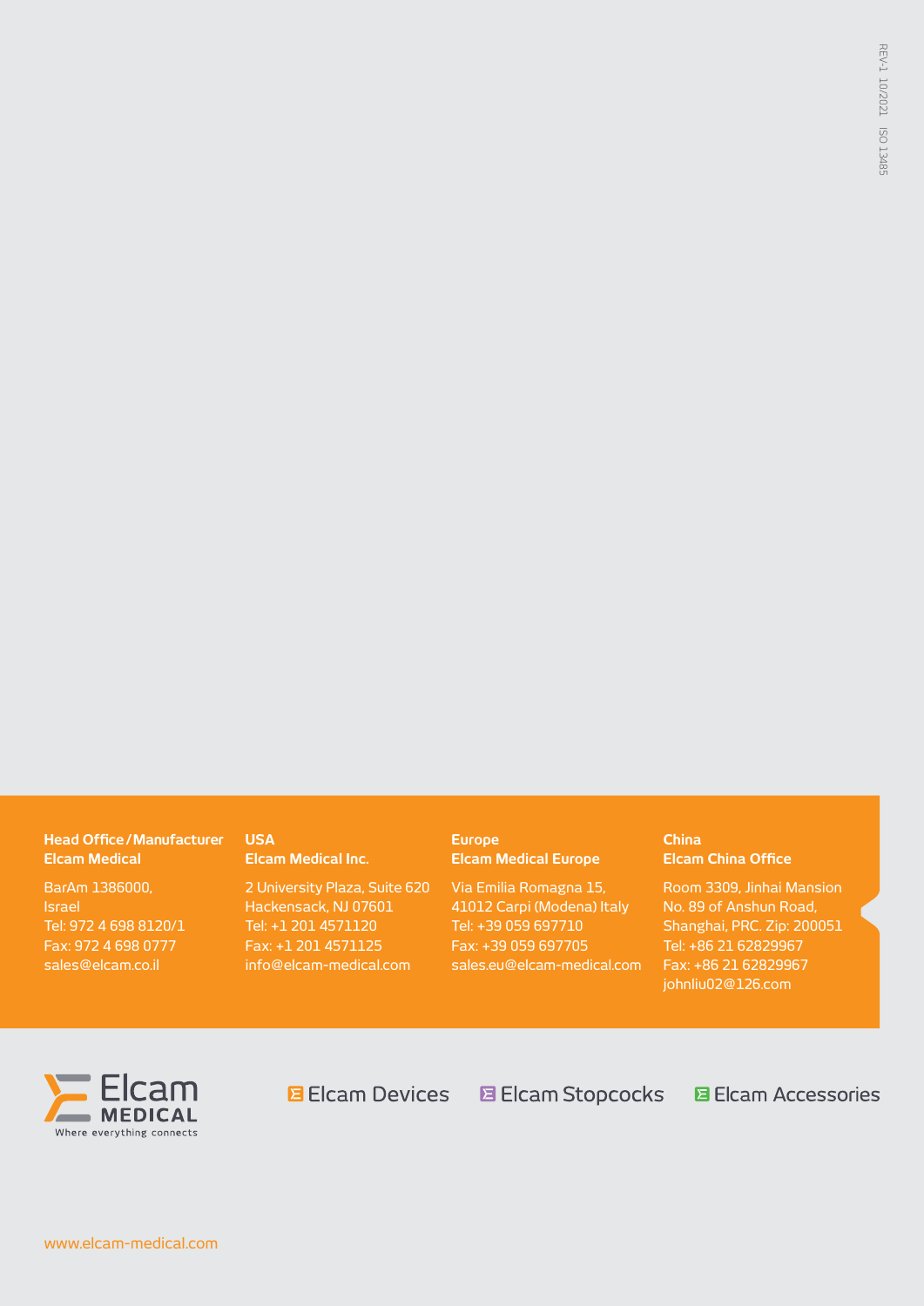REV-1 10/2021 ISO 13485

**Head Office / Manufacturer**
**Elcam Medical**

BarAm 1386000,
Israel
Tel: 972 4 698 8120/1
Fax: 972 4 698 0777
sales@elcam.co.il

**USA**
**Elcam Medical Inc.**

2 University Plaza, Suite 620
Hackensack, NJ 07601
Tel: +1 201 4571120
Fax: +1 201 4571125
info@elcam-medical.com

**Europe**
**Elcam Medical Europe**

Via Emilia Romagna 15,
41012 Carpi (Modena) Italy
Tel: +39 059 697710
Fax: +39 059 697705
sales.eu@elcam-medical.com

**China**
**Elcam China Office**

Room 3309, Jinhai Mansion
No. 89 of Anshun Road,
Shanghai, PRC. Zip: 200051
Tel: +86 21 62829967
Fax: +86 21 62829967
johnliu02@126.com

Elcam MEDICAL
Where everything connects

Elcam Devices Elcam Stopcocks Elcam Accessories

www.elcam-medical.com